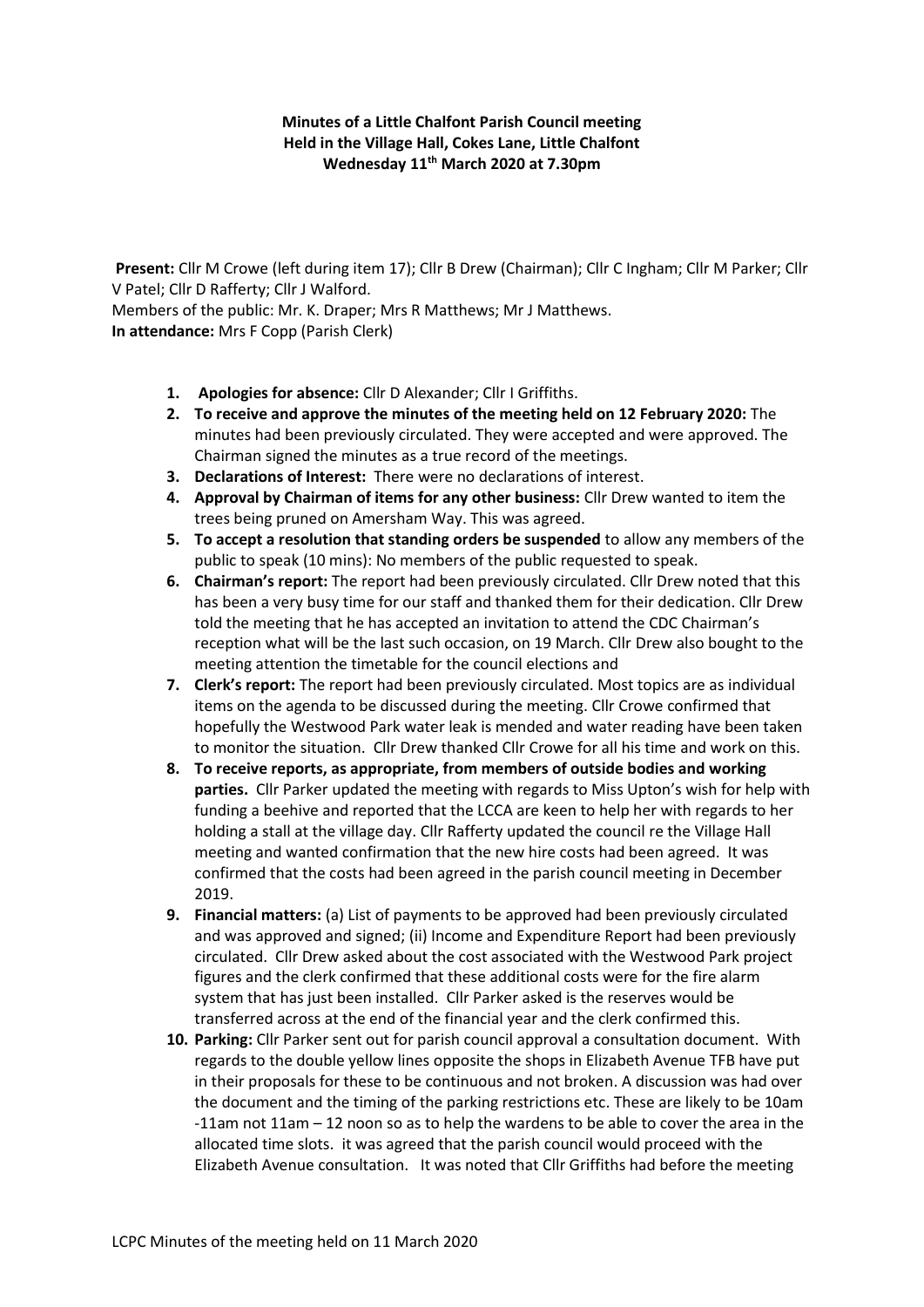**Minutes of a Little Chalfont Parish Council meeting**
**Held in the Village Hall, Cokes Lane, Little Chalfont**
**Wednesday 11th March 2020 at 7.30pm**

**Present:** Cllr M Crowe (left during item 17); Cllr B Drew (Chairman); Cllr C Ingham; Cllr M Parker; Cllr V Patel; Cllr D Rafferty; Cllr J Walford.
Members of the public: Mr. K. Draper; Mrs R Matthews; Mr J Matthews.
**In attendance:** Mrs F Copp (Parish Clerk)

1. **Apologies for absence:** Cllr D Alexander; Cllr I Griffiths.
2. **To receive and approve the minutes of the meeting held on 12 February 2020:** The minutes had been previously circulated. They were accepted and were approved. The Chairman signed the minutes as a true record of the meetings.
3. **Declarations of Interest:** There were no declarations of interest.
4. **Approval by Chairman of items for any other business:** Cllr Drew wanted to item the trees being pruned on Amersham Way. This was agreed.
5. **To accept a resolution that standing orders be suspended** to allow any members of the public to speak (10 mins): No members of the public requested to speak.
6. **Chairman's report:** The report had been previously circulated. Cllr Drew noted that this has been a very busy time for our staff and thanked them for their dedication. Cllr Drew told the meeting that he has accepted an invitation to attend the CDC Chairman's reception what will be the last such occasion, on 19 March. Cllr Drew also bought to the meeting attention the timetable for the council elections and
7. **Clerk's report:** The report had been previously circulated. Most topics are as individual items on the agenda to be discussed during the meeting. Cllr Crowe confirmed that hopefully the Westwood Park water leak is mended and water reading have been taken to monitor the situation. Cllr Drew thanked Cllr Crowe for all his time and work on this.
8. **To receive reports, as appropriate, from members of outside bodies and working parties.** Cllr Parker updated the meeting with regards to Miss Upton's wish for help with funding a beehive and reported that the LCCA are keen to help her with regards to her holding a stall at the village day. Cllr Rafferty updated the council re the Village Hall meeting and wanted confirmation that the new hire costs had been agreed. It was confirmed that the costs had been agreed in the parish council meeting in December 2019.
9. **Financial matters:** (a) List of payments to be approved had been previously circulated and was approved and signed; (ii) Income and Expenditure Report had been previously circulated. Cllr Drew asked about the cost associated with the Westwood Park project figures and the clerk confirmed that these additional costs were for the fire alarm system that has just been installed. Cllr Parker asked is the reserves would be transferred across at the end of the financial year and the clerk confirmed this.
10. **Parking:** Cllr Parker sent out for parish council approval a consultation document. With regards to the double yellow lines opposite the shops in Elizabeth Avenue TFB have put in their proposals for these to be continuous and not broken. A discussion was had over the document and the timing of the parking restrictions etc. These are likely to be 10am -11am not 11am – 12 noon so as to help the wardens to be able to cover the area in the allocated time slots. it was agreed that the parish council would proceed with the Elizabeth Avenue consultation. It was noted that Cllr Griffiths had before the meeting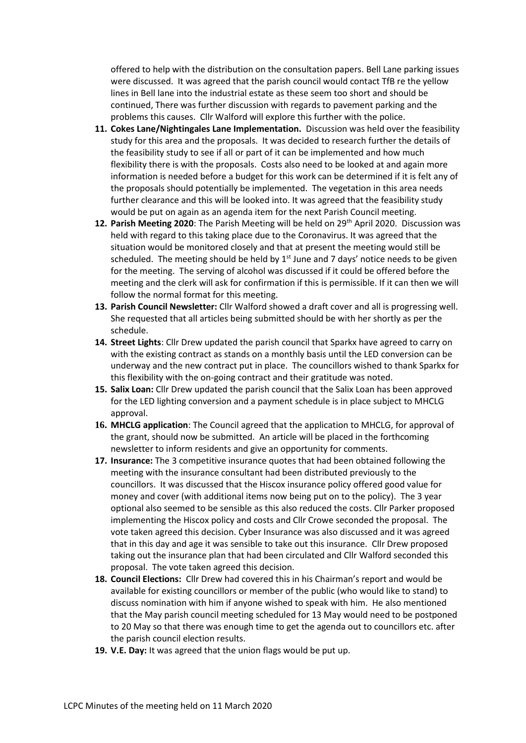offered to help with the distribution on the consultation papers. Bell Lane parking issues were discussed. It was agreed that the parish council would contact TfB re the yellow lines in Bell lane into the industrial estate as these seem too short and should be continued, There was further discussion with regards to pavement parking and the problems this causes. Cllr Walford will explore this further with the police.

11. **Cokes Lane/Nightingales Lane Implementation.** Discussion was held over the feasibility study for this area and the proposals. It was decided to research further the details of the feasibility study to see if all or part of it can be implemented and how much flexibility there is with the proposals. Costs also need to be looked at and again more information is needed before a budget for this work can be determined if it is felt any of the proposals should potentially be implemented. The vegetation in this area needs further clearance and this will be looked into. It was agreed that the feasibility study would be put on again as an agenda item for the next Parish Council meeting.
12. **Parish Meeting 2020**: The Parish Meeting will be held on 29th April 2020. Discussion was held with regard to this taking place due to the Coronavirus. It was agreed that the situation would be monitored closely and that at present the meeting would still be scheduled. The meeting should be held by 1st June and 7 days' notice needs to be given for the meeting. The serving of alcohol was discussed if it could be offered before the meeting and the clerk will ask for confirmation if this is permissible. If it can then we will follow the normal format for this meeting.
13. **Parish Council Newsletter:** Cllr Walford showed a draft cover and all is progressing well. She requested that all articles being submitted should be with her shortly as per the schedule.
14. **Street Lights**: Cllr Drew updated the parish council that Sparkx have agreed to carry on with the existing contract as stands on a monthly basis until the LED conversion can be underway and the new contract put in place. The councillors wished to thank Sparkx for this flexibility with the on-going contract and their gratitude was noted.
15. **Salix Loan:** Cllr Drew updated the parish council that the Salix Loan has been approved for the LED lighting conversion and a payment schedule is in place subject to MHCLG approval.
16. **MHCLG application**: The Council agreed that the application to MHCLG, for approval of the grant, should now be submitted. An article will be placed in the forthcoming newsletter to inform residents and give an opportunity for comments.
17. **Insurance:** The 3 competitive insurance quotes that had been obtained following the meeting with the insurance consultant had been distributed previously to the councillors. It was discussed that the Hiscox insurance policy offered good value for money and cover (with additional items now being put on to the policy). The 3 year optional also seemed to be sensible as this also reduced the costs. Cllr Parker proposed implementing the Hiscox policy and costs and Cllr Crowe seconded the proposal. The vote taken agreed this decision. Cyber Insurance was also discussed and it was agreed that in this day and age it was sensible to take out this insurance. Cllr Drew proposed taking out the insurance plan that had been circulated and Cllr Walford seconded this proposal. The vote taken agreed this decision.
18. **Council Elections:** Cllr Drew had covered this in his Chairman's report and would be available for existing councillors or member of the public (who would like to stand) to discuss nomination with him if anyone wished to speak with him. He also mentioned that the May parish council meeting scheduled for 13 May would need to be postponed to 20 May so that there was enough time to get the agenda out to councillors etc. after the parish council election results.
19. **V.E. Day:** It was agreed that the union flags would be put up.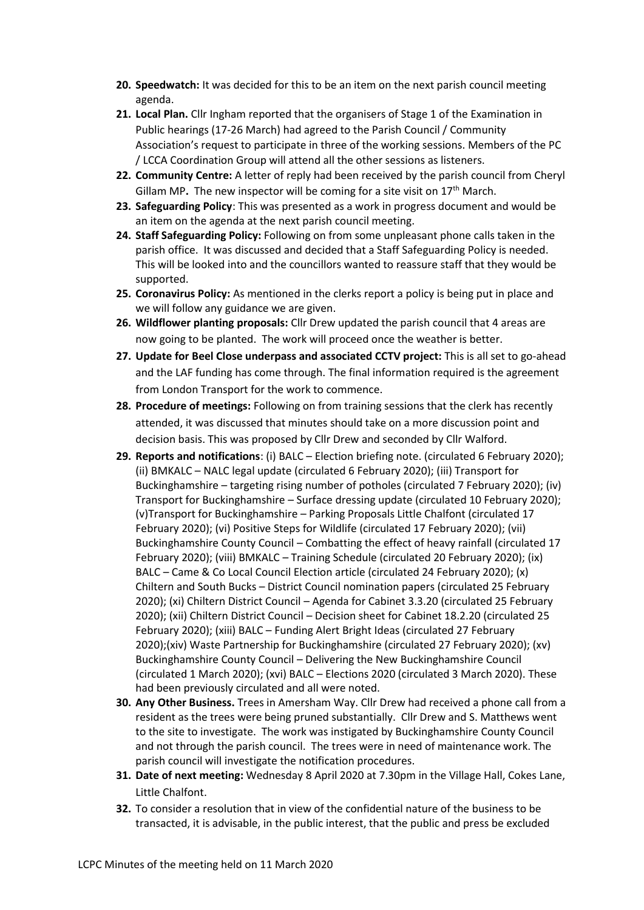20. **Speedwatch:** It was decided for this to be an item on the next parish council meeting agenda.
21. **Local Plan.** Cllr Ingham reported that the organisers of Stage 1 of the Examination in Public hearings (17-26 March) had agreed to the Parish Council / Community Association's request to participate in three of the working sessions. Members of the PC / LCCA Coordination Group will attend all the other sessions as listeners.
22. **Community Centre:** A letter of reply had been received by the parish council from Cheryl Gillam MP**.** The new inspector will be coming for a site visit on 17th March.
23. **Safeguarding Policy**: This was presented as a work in progress document and would be an item on the agenda at the next parish council meeting.
24. **Staff Safeguarding Policy:** Following on from some unpleasant phone calls taken in the parish office. It was discussed and decided that a Staff Safeguarding Policy is needed. This will be looked into and the councillors wanted to reassure staff that they would be supported.
25. **Coronavirus Policy:** As mentioned in the clerks report a policy is being put in place and we will follow any guidance we are given.
26. **Wildflower planting proposals:** Cllr Drew updated the parish council that 4 areas are now going to be planted. The work will proceed once the weather is better.
27. **Update for Beel Close underpass and associated CCTV project:** This is all set to go-ahead and the LAF funding has come through. The final information required is the agreement from London Transport for the work to commence.
28. **Procedure of meetings:** Following on from training sessions that the clerk has recently attended, it was discussed that minutes should take on a more discussion point and decision basis. This was proposed by Cllr Drew and seconded by Cllr Walford.
29. **Reports and notifications**: (i) BALC – Election briefing note. (circulated 6 February 2020); (ii) BMKALC – NALC legal update (circulated 6 February 2020); (iii) Transport for Buckinghamshire – targeting rising number of potholes (circulated 7 February 2020); (iv) Transport for Buckinghamshire – Surface dressing update (circulated 10 February 2020); (v)Transport for Buckinghamshire – Parking Proposals Little Chalfont (circulated 17 February 2020); (vi) Positive Steps for Wildlife (circulated 17 February 2020); (vii) Buckinghamshire County Council – Combatting the effect of heavy rainfall (circulated 17 February 2020); (viii) BMKALC – Training Schedule (circulated 20 February 2020); (ix) BALC – Came & Co Local Council Election article (circulated 24 February 2020); (x) Chiltern and South Bucks – District Council nomination papers (circulated 25 February 2020); (xi) Chiltern District Council – Agenda for Cabinet 3.3.20 (circulated 25 February 2020); (xii) Chiltern District Council – Decision sheet for Cabinet 18.2.20 (circulated 25 February 2020); (xiii) BALC – Funding Alert Bright Ideas (circulated 27 February 2020);(xiv) Waste Partnership for Buckinghamshire (circulated 27 February 2020); (xv) Buckinghamshire County Council – Delivering the New Buckinghamshire Council (circulated 1 March 2020); (xvi) BALC – Elections 2020 (circulated 3 March 2020). These had been previously circulated and all were noted.
30. **Any Other Business.** Trees in Amersham Way. Cllr Drew had received a phone call from a resident as the trees were being pruned substantially. Cllr Drew and S. Matthews went to the site to investigate. The work was instigated by Buckinghamshire County Council and not through the parish council. The trees were in need of maintenance work. The parish council will investigate the notification procedures.
31. **Date of next meeting:** Wednesday 8 April 2020 at 7.30pm in the Village Hall, Cokes Lane, Little Chalfont.
32. To consider a resolution that in view of the confidential nature of the business to be transacted, it is advisable, in the public interest, that the public and press be excluded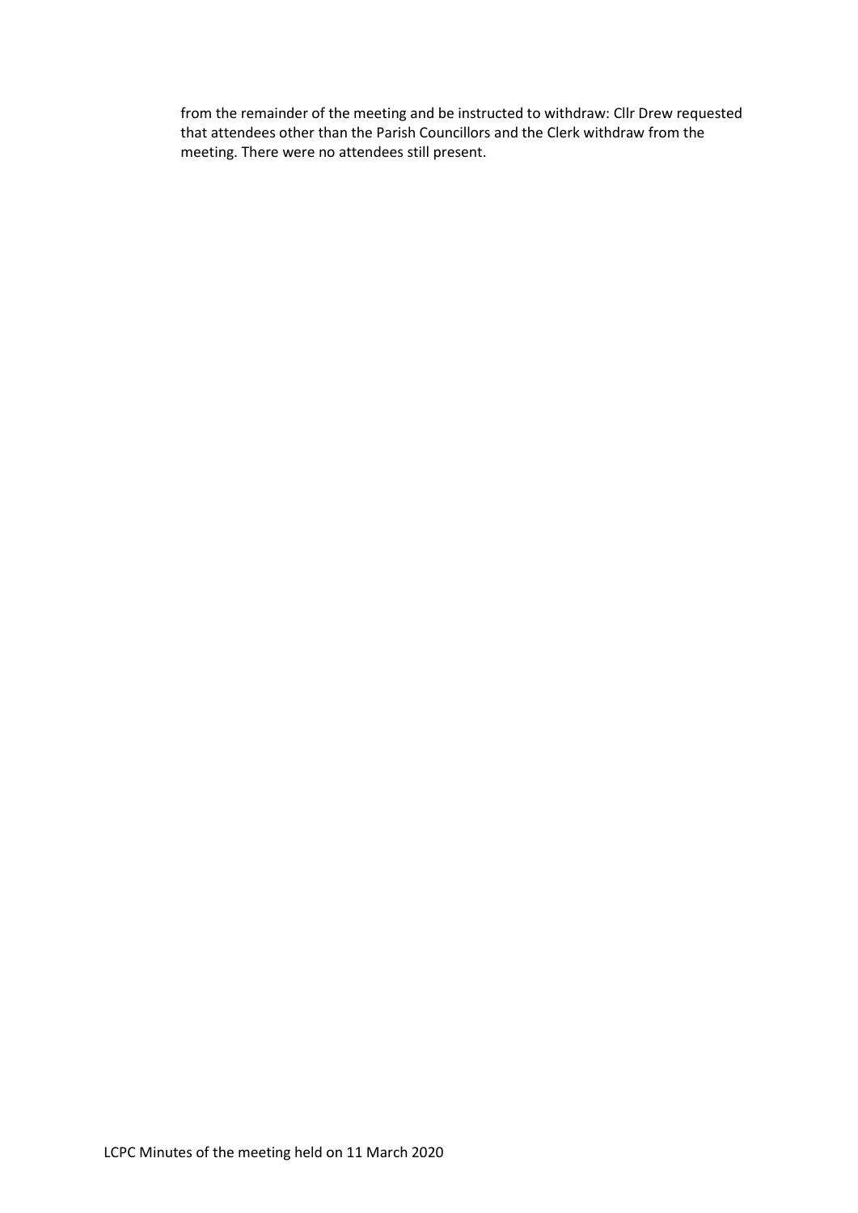from the remainder of the meeting and be instructed to withdraw: Cllr Drew requested that attendees other than the Parish Councillors and the Clerk withdraw from the meeting. There were no attendees still present.